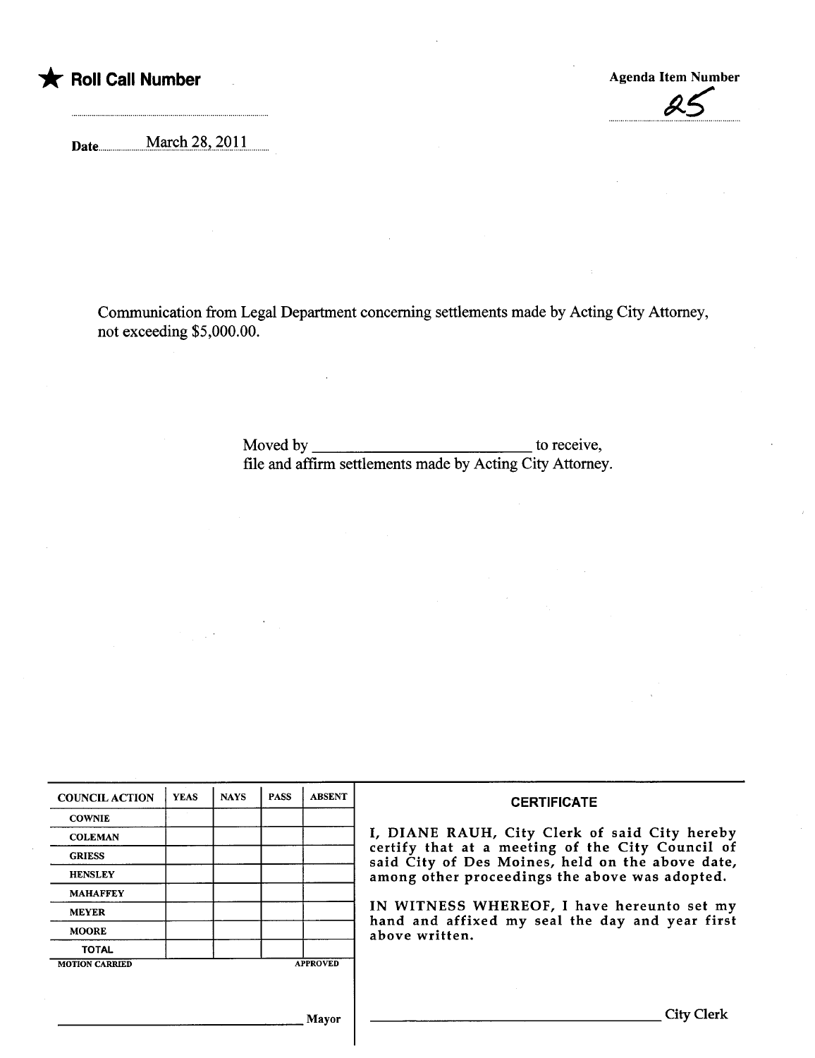★ **Roll Call Number**

**Agenda Item Number**

25

Date March 28, 2011

Communication from Legal Department concerning settlements made by Acting City Attorney, not exceeding $5,000.00.

Moved by ___________________________ to receive, file and affirm settlements made by Acting City Attorney.

| COUNCIL ACTION | YEAS | NAYS | PASS | ABSENT |
|---|---|---|---|---|
| COWNIE | | | | |
| COLEMAN | | | | |
| GRIESS | | | | |
| HENSLEY | | | | |
| MAHAFFEY | | | | |
| MEYER | | | | |
| MOORE | | | | |
| TOTAL | | | | |

MOTION CARRIED APPROVED

_______________________________ Mayor

**CERTIFICATE**

I, DIANE RAUH, City Clerk of said City hereby certify that at a meeting of the City Council of said City of Des Moines, held on the above date, among other proceedings the above was adopted.

IN WITNESS WHEREOF, I have hereunto set my hand and affixed my seal the day and year first above written.

_______________________________ City Clerk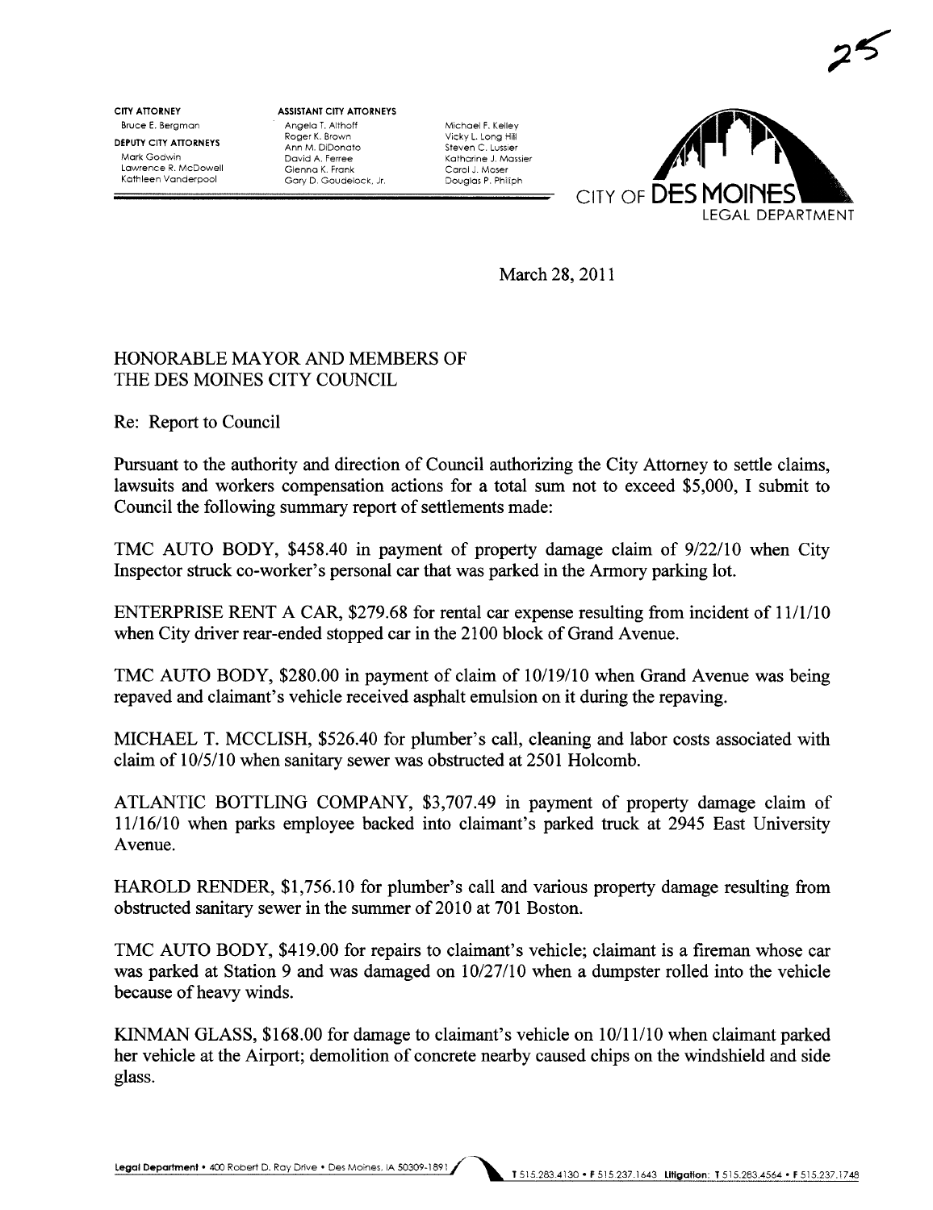25

**CITY ATTORNEY**
Bruce E. Bergman

**DEPUTY CITY ATTORNEYS**
Mark Godwin
Lawrence R. McDowell
Kathleen Vanderpool

**ASSISTANT CITY ATTORNEYS**
Angela T. Althoff
Roger K. Brown
Ann M. DiDonato
David A. Ferree
Glenna K. Frank
Gary D. Goudelock, Jr.

Michael F. Kelley
Vicky L. Long Hill
Steven C. Lussier
Katharine J. Massier
Carol J. Moser
Douglas P. Philiph

CITY OF DES MOINES
LEGAL DEPARTMENT

March 28, 2011

HONORABLE MAYOR AND MEMBERS OF
THE DES MOINES CITY COUNCIL

Re: Report to Council

Pursuant to the authority and direction of Council authorizing the City Attorney to settle claims, lawsuits and workers compensation actions for a total sum not to exceed $5,000, I submit to Council the following summary report of settlements made:

TMC AUTO BODY, $458.40 in payment of property damage claim of 9/22/10 when City Inspector struck co-worker's personal car that was parked in the Armory parking lot.

ENTERPRISE RENT A CAR, $279.68 for rental car expense resulting from incident of 11/1/10 when City driver rear-ended stopped car in the 2100 block of Grand Avenue.

TMC AUTO BODY, $280.00 in payment of claim of 10/19/10 when Grand Avenue was being repaved and claimant's vehicle received asphalt emulsion on it during the repaving.

MICHAEL T. MCCLISH, $526.40 for plumber's call, cleaning and labor costs associated with claim of 10/5/10 when sanitary sewer was obstructed at 2501 Holcomb.

ATLANTIC BOTTLING COMPANY, $3,707.49 in payment of property damage claim of 11/16/10 when parks employee backed into claimant's parked truck at 2945 East University Avenue.

HAROLD RENDER, $1,756.10 for plumber's call and various property damage resulting from obstructed sanitary sewer in the summer of 2010 at 701 Boston.

TMC AUTO BODY, $419.00 for repairs to claimant's vehicle; claimant is a fireman whose car was parked at Station 9 and was damaged on 10/27/10 when a dumpster rolled into the vehicle because of heavy winds.

KINMAN GLASS, $168.00 for damage to claimant's vehicle on 10/11/10 when claimant parked her vehicle at the Airport; demolition of concrete nearby caused chips on the windshield and side glass.

Legal Department • 400 Robert D. Ray Drive • Des Moines, IA 50309-1891 T 515.283.4130 • F 515.237.1643 Litigation: T 515.283.4564 • F 515.237.1748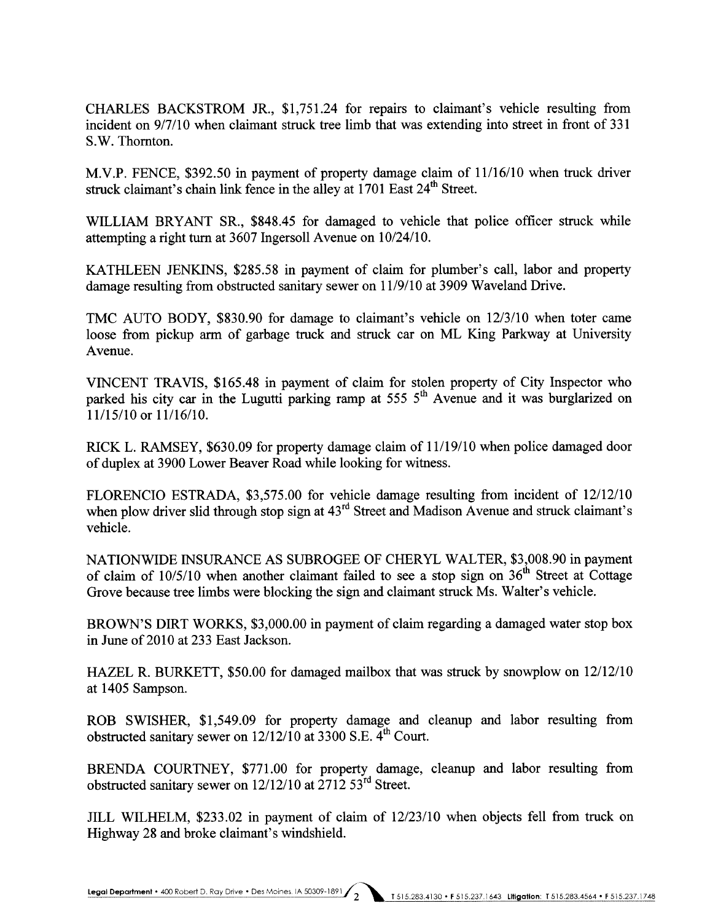CHARLES BACKSTROM JR., $1,751.24 for repairs to claimant's vehicle resulting from incident on 9/7/10 when claimant struck tree limb that was extending into street in front of 331 S.W. Thornton.

M.V.P. FENCE, $392.50 in payment of property damage claim of 11/16/10 when truck driver struck claimant's chain link fence in the alley at 1701 East 24th Street.

WILLIAM BRYANT SR., $848.45 for damaged to vehicle that police officer struck while attempting a right turn at 3607 Ingersoll Avenue on 10/24/10.

KATHLEEN JENKINS, $285.58 in payment of claim for plumber's call, labor and property damage resulting from obstructed sanitary sewer on 11/9/10 at 3909 Waveland Drive.

TMC AUTO BODY, $830.90 for damage to claimant's vehicle on 12/3/10 when toter came loose from pickup arm of garbage truck and struck car on ML King Parkway at University Avenue.

VINCENT TRAVIS, $165.48 in payment of claim for stolen property of City Inspector who parked his city car in the Lugutti parking ramp at 555 5th Avenue and it was burglarized on 11/15/10 or 11/16/10.

RICK L. RAMSEY, $630.09 for property damage claim of 11/19/10 when police damaged door of duplex at 3900 Lower Beaver Road while looking for witness.

FLORENCIO ESTRADA, $3,575.00 for vehicle damage resulting from incident of 12/12/10 when plow driver slid through stop sign at 43rd Street and Madison Avenue and struck claimant's vehicle.

NATIONWIDE INSURANCE AS SUBROGEE OF CHERYL WALTER, $3,008.90 in payment of claim of 10/5/10 when another claimant failed to see a stop sign on 36th Street at Cottage Grove because tree limbs were blocking the sign and claimant struck Ms. Walter's vehicle.

BROWN'S DIRT WORKS, $3,000.00 in payment of claim regarding a damaged water stop box in June of 2010 at 233 East Jackson.

HAZEL R. BURKETT, $50.00 for damaged mailbox that was struck by snowplow on 12/12/10 at 1405 Sampson.

ROB SWISHER, $1,549.09 for property damage and cleanup and labor resulting from obstructed sanitary sewer on 12/12/10 at 3300 S.E. 4th Court.

BRENDA COURTNEY, $771.00 for property damage, cleanup and labor resulting from obstructed sanitary sewer on 12/12/10 at 2712 53rd Street.

JILL WILHELM, $233.02 in payment of claim of 12/23/10 when objects fell from truck on Highway 28 and broke claimant's windshield.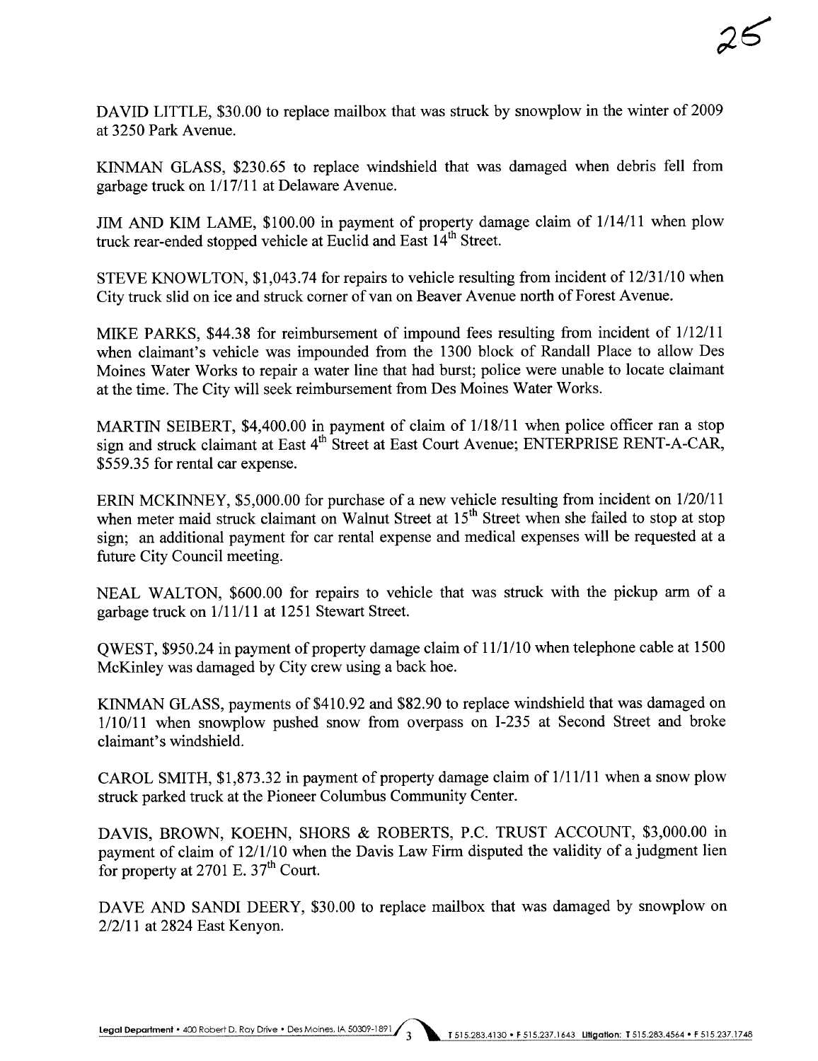DAVID LITTLE, $30.00 to replace mailbox that was struck by snowplow in the winter of 2009 at 3250 Park Avenue.

KINMAN GLASS, $230.65 to replace windshield that was damaged when debris fell from garbage truck on 1/17/11 at Delaware Avenue.

JIM AND KIM LAME, $100.00 in payment of property damage claim of 1/14/11 when plow truck rear-ended stopped vehicle at Euclid and East 14th Street.

STEVE KNOWLTON, $1,043.74 for repairs to vehicle resulting from incident of 12/31/10 when City truck slid on ice and struck corner of van on Beaver Avenue north of Forest Avenue.

MIKE PARKS, $44.38 for reimbursement of impound fees resulting from incident of 1/12/11 when claimant's vehicle was impounded from the 1300 block of Randall Place to allow Des Moines Water Works to repair a water line that had burst; police were unable to locate claimant at the time. The City will seek reimbursement from Des Moines Water Works.

MARTIN SEIBERT, $4,400.00 in payment of claim of 1/18/11 when police officer ran a stop sign and struck claimant at East 4th Street at East Court Avenue; ENTERPRISE RENT-A-CAR, $559.35 for rental car expense.

ERIN MCKINNEY, $5,000.00 for purchase of a new vehicle resulting from incident on 1/20/11 when meter maid struck claimant on Walnut Street at 15th Street when she failed to stop at stop sign; an additional payment for car rental expense and medical expenses will be requested at a future City Council meeting.

NEAL WALTON, $600.00 for repairs to vehicle that was struck with the pickup arm of a garbage truck on 1/11/11 at 1251 Stewart Street.

QWEST, $950.24 in payment of property damage claim of 11/1/10 when telephone cable at 1500 McKinley was damaged by City crew using a back hoe.

KINMAN GLASS, payments of $410.92 and $82.90 to replace windshield that was damaged on 1/10/11 when snowplow pushed snow from overpass on I-235 at Second Street and broke claimant's windshield.

CAROL SMITH, $1,873.32 in payment of property damage claim of 1/11/11 when a snow plow struck parked truck at the Pioneer Columbus Community Center.

DAVIS, BROWN, KOEHN, SHORS & ROBERTS, P.C. TRUST ACCOUNT, $3,000.00 in payment of claim of 12/1/10 when the Davis Law Firm disputed the validity of a judgment lien for property at 2701 E. 37th Court.

DAVE AND SANDI DEERY, $30.00 to replace mailbox that was damaged by snowplow on 2/2/11 at 2824 East Kenyon.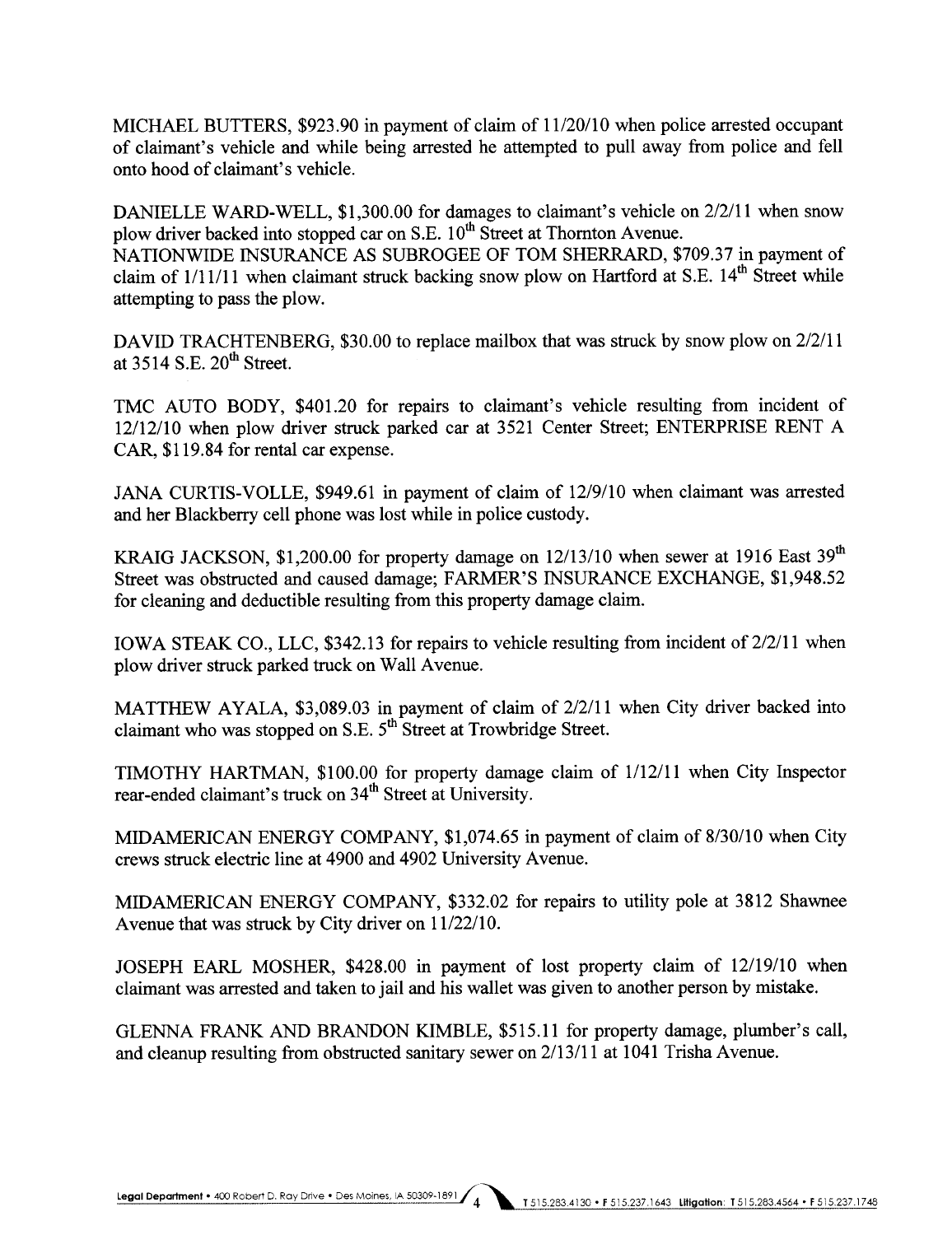MICHAEL BUTTERS, $923.90 in payment of claim of 11/20/10 when police arrested occupant of claimant's vehicle and while being arrested he attempted to pull away from police and fell onto hood of claimant's vehicle.

DANIELLE WARD-WELL, $1,300.00 for damages to claimant's vehicle on 2/2/11 when snow plow driver backed into stopped car on S.E. 10th Street at Thornton Avenue.
NATIONWIDE INSURANCE AS SUBROGEE OF TOM SHERRARD, $709.37 in payment of claim of 1/11/11 when claimant struck backing snow plow on Hartford at S.E. 14th Street while attempting to pass the plow.

DAVID TRACHTENBERG, $30.00 to replace mailbox that was struck by snow plow on 2/2/11 at 3514 S.E. 20th Street.

TMC AUTO BODY, $401.20 for repairs to claimant's vehicle resulting from incident of 12/12/10 when plow driver struck parked car at 3521 Center Street; ENTERPRISE RENT A CAR, $119.84 for rental car expense.

JANA CURTIS-VOLLE, $949.61 in payment of claim of 12/9/10 when claimant was arrested and her Blackberry cell phone was lost while in police custody.

KRAIG JACKSON, $1,200.00 for property damage on 12/13/10 when sewer at 1916 East 39th Street was obstructed and caused damage; FARMER'S INSURANCE EXCHANGE, $1,948.52 for cleaning and deductible resulting from this property damage claim.

IOWA STEAK CO., LLC, $342.13 for repairs to vehicle resulting from incident of 2/2/11 when plow driver struck parked truck on Wall Avenue.

MATTHEW AYALA, $3,089.03 in payment of claim of 2/2/11 when City driver backed into claimant who was stopped on S.E. 5th Street at Trowbridge Street.

TIMOTHY HARTMAN, $100.00 for property damage claim of 1/12/11 when City Inspector rear-ended claimant's truck on 34th Street at University.

MIDAMERICAN ENERGY COMPANY, $1,074.65 in payment of claim of 8/30/10 when City crews struck electric line at 4900 and 4902 University Avenue.

MIDAMERICAN ENERGY COMPANY, $332.02 for repairs to utility pole at 3812 Shawnee Avenue that was struck by City driver on 11/22/10.

JOSEPH EARL MOSHER, $428.00 in payment of lost property claim of 12/19/10 when claimant was arrested and taken to jail and his wallet was given to another person by mistake.

GLENNA FRANK AND BRANDON KIMBLE, $515.11 for property damage, plumber's call, and cleanup resulting from obstructed sanitary sewer on 2/13/11 at 1041 Trisha Avenue.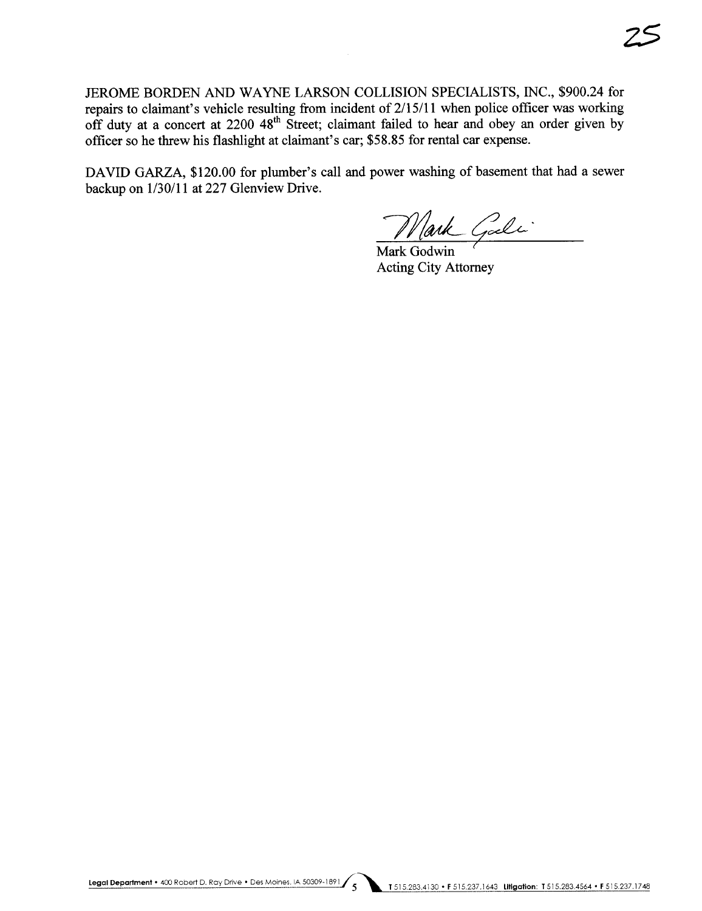JEROME BORDEN AND WAYNE LARSON COLLISION SPECIALISTS, INC., $900.24 for repairs to claimant's vehicle resulting from incident of 2/15/11 when police officer was working off duty at a concert at 2200 48th Street; claimant failed to hear and obey an order given by officer so he threw his flashlight at claimant's car; $58.85 for rental car expense.

DAVID GARZA, $120.00 for plumber's call and power washing of basement that had a sewer backup on 1/30/11 at 227 Glenview Drive.

Mark Godwin
Acting City Attorney